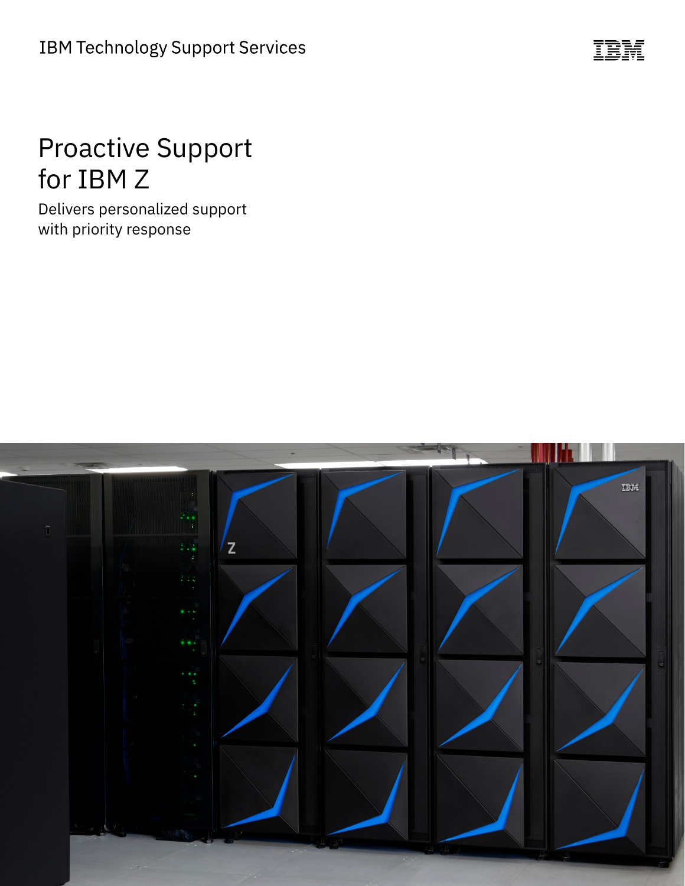IBM Technology Support Services

# Proactive Support for IBM Z

Delivers personalized support with priority response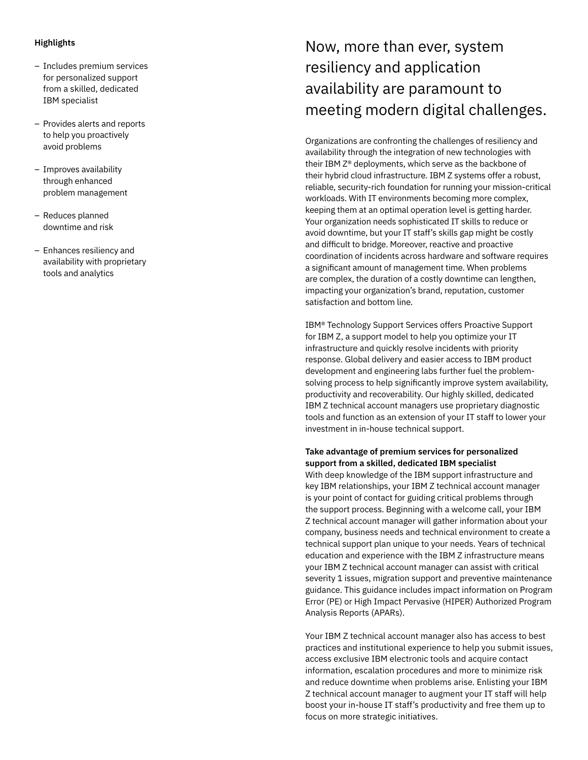**Highlights**

- Includes premium services for personalized support from a skilled, dedicated IBM specialist
- Provides alerts and reports to help you proactively avoid problems
- Improves availability through enhanced problem management
- Reduces planned downtime and risk
- Enhances resiliency and availability with proprietary tools and analytics

## Now, more than ever, system resiliency and application availability are paramount to meeting modern digital challenges.

Organizations are confronting the challenges of resiliency and availability through the integration of new technologies with their IBM Z® deployments, which serve as the backbone of their hybrid cloud infrastructure. IBM Z systems offer a robust, reliable, security-rich foundation for running your mission-critical workloads. With IT environments becoming more complex, keeping them at an optimal operation level is getting harder. Your organization needs sophisticated IT skills to reduce or avoid downtime, but your IT staff's skills gap might be costly and difficult to bridge. Moreover, reactive and proactive coordination of incidents across hardware and software requires a significant amount of management time. When problems are complex, the duration of a costly downtime can lengthen, impacting your organization's brand, reputation, customer satisfaction and bottom line.

IBM® Technology Support Services offers Proactive Support for IBM Z, a support model to help you optimize your IT infrastructure and quickly resolve incidents with priority response. Global delivery and easier access to IBM product development and engineering labs further fuel the problem-solving process to help significantly improve system availability, productivity and recoverability. Our highly skilled, dedicated IBM Z technical account managers use proprietary diagnostic tools and function as an extension of your IT staff to lower your investment in in-house technical support.

**Take advantage of premium services for personalized support from a skilled, dedicated IBM specialist**

With deep knowledge of the IBM support infrastructure and key IBM relationships, your IBM Z technical account manager is your point of contact for guiding critical problems through the support process. Beginning with a welcome call, your IBM Z technical account manager will gather information about your company, business needs and technical environment to create a technical support plan unique to your needs. Years of technical education and experience with the IBM Z infrastructure means your IBM Z technical account manager can assist with critical severity 1 issues, migration support and preventive maintenance guidance. This guidance includes impact information on Program Error (PE) or High Impact Pervasive (HIPER) Authorized Program Analysis Reports (APARs).

Your IBM Z technical account manager also has access to best practices and institutional experience to help you submit issues, access exclusive IBM electronic tools and acquire contact information, escalation procedures and more to minimize risk and reduce downtime when problems arise. Enlisting your IBM Z technical account manager to augment your IT staff will help boost your in-house IT staff's productivity and free them up to focus on more strategic initiatives.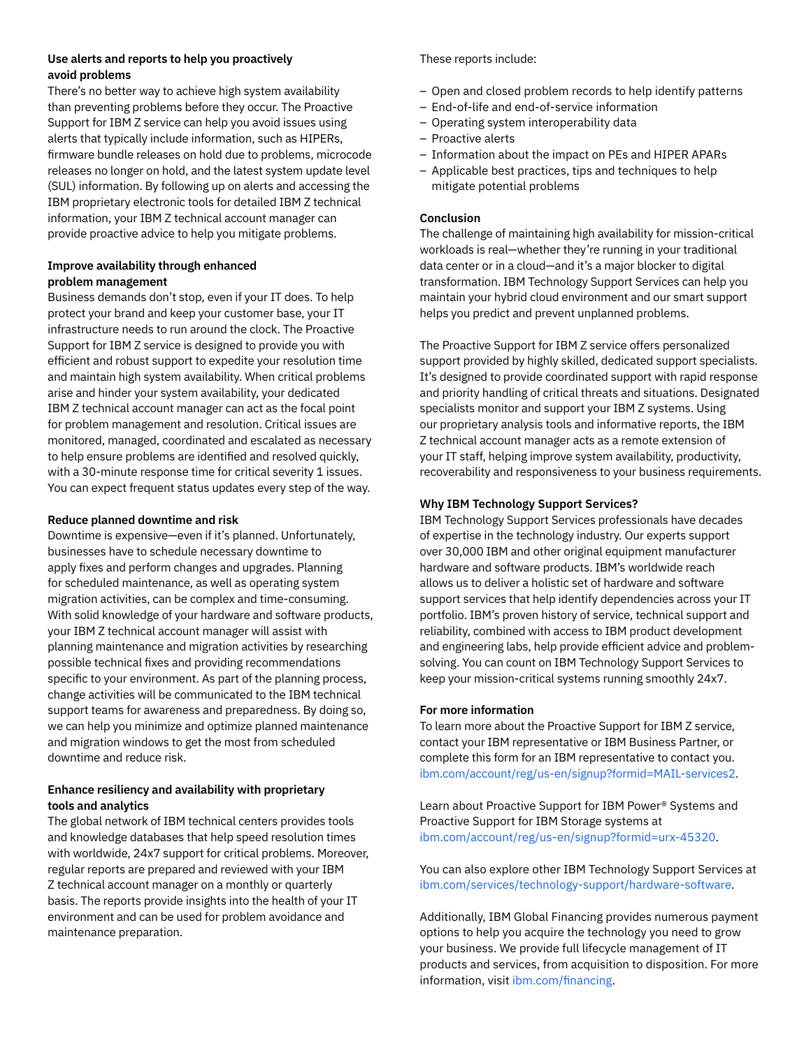### Use alerts and reports to help you proactively avoid problems

There's no better way to achieve high system availability than preventing problems before they occur. The Proactive Support for IBM Z service can help you avoid issues using alerts that typically include information, such as HIPERs, firmware bundle releases on hold due to problems, microcode releases no longer on hold, and the latest system update level (SUL) information. By following up on alerts and accessing the IBM proprietary electronic tools for detailed IBM Z technical information, your IBM Z technical account manager can provide proactive advice to help you mitigate problems.

### Improve availability through enhanced problem management

Business demands don't stop, even if your IT does. To help protect your brand and keep your customer base, your IT infrastructure needs to run around the clock. The Proactive Support for IBM Z service is designed to provide you with efficient and robust support to expedite your resolution time and maintain high system availability. When critical problems arise and hinder your system availability, your dedicated IBM Z technical account manager can act as the focal point for problem management and resolution. Critical issues are monitored, managed, coordinated and escalated as necessary to help ensure problems are identified and resolved quickly, with a 30-minute response time for critical severity 1 issues. You can expect frequent status updates every step of the way.

### Reduce planned downtime and risk

Downtime is expensive—even if it's planned. Unfortunately, businesses have to schedule necessary downtime to apply fixes and perform changes and upgrades. Planning for scheduled maintenance, as well as operating system migration activities, can be complex and time-consuming. With solid knowledge of your hardware and software products, your IBM Z technical account manager will assist with planning maintenance and migration activities by researching possible technical fixes and providing recommendations specific to your environment. As part of the planning process, change activities will be communicated to the IBM technical support teams for awareness and preparedness. By doing so, we can help you minimize and optimize planned maintenance and migration windows to get the most from scheduled downtime and reduce risk.

### Enhance resiliency and availability with proprietary tools and analytics

The global network of IBM technical centers provides tools and knowledge databases that help speed resolution times with worldwide, 24x7 support for critical problems. Moreover, regular reports are prepared and reviewed with your IBM Z technical account manager on a monthly or quarterly basis. The reports provide insights into the health of your IT environment and can be used for problem avoidance and maintenance preparation.

These reports include:

- Open and closed problem records to help identify patterns
- End-of-life and end-of-service information
- Operating system interoperability data
- Proactive alerts
- Information about the impact on PEs and HIPER APARs
- Applicable best practices, tips and techniques to help mitigate potential problems

### Conclusion

The challenge of maintaining high availability for mission-critical workloads is real—whether they're running in your traditional data center or in a cloud—and it's a major blocker to digital transformation. IBM Technology Support Services can help you maintain your hybrid cloud environment and our smart support helps you predict and prevent unplanned problems.

The Proactive Support for IBM Z service offers personalized support provided by highly skilled, dedicated support specialists. It's designed to provide coordinated support with rapid response and priority handling of critical threats and situations. Designated specialists monitor and support your IBM Z systems. Using our proprietary analysis tools and informative reports, the IBM Z technical account manager acts as a remote extension of your IT staff, helping improve system availability, productivity, recoverability and responsiveness to your business requirements.

### Why IBM Technology Support Services?

IBM Technology Support Services professionals have decades of expertise in the technology industry. Our experts support over 30,000 IBM and other original equipment manufacturer hardware and software products. IBM's worldwide reach allows us to deliver a holistic set of hardware and software support services that help identify dependencies across your IT portfolio. IBM's proven history of service, technical support and reliability, combined with access to IBM product development and engineering labs, help provide efficient advice and problem-solving. You can count on IBM Technology Support Services to keep your mission-critical systems running smoothly 24x7.

### For more information

To learn more about the Proactive Support for IBM Z service, contact your IBM representative or IBM Business Partner, or complete this form for an IBM representative to contact you. ibm.com/account/reg/us-en/signup?formid=MAIL-services2.

Learn about Proactive Support for IBM Power® Systems and Proactive Support for IBM Storage systems at ibm.com/account/reg/us-en/signup?formid=urx-45320.

You can also explore other IBM Technology Support Services at ibm.com/services/technology-support/hardware-software.

Additionally, IBM Global Financing provides numerous payment options to help you acquire the technology you need to grow your business. We provide full lifecycle management of IT products and services, from acquisition to disposition. For more information, visit ibm.com/financing.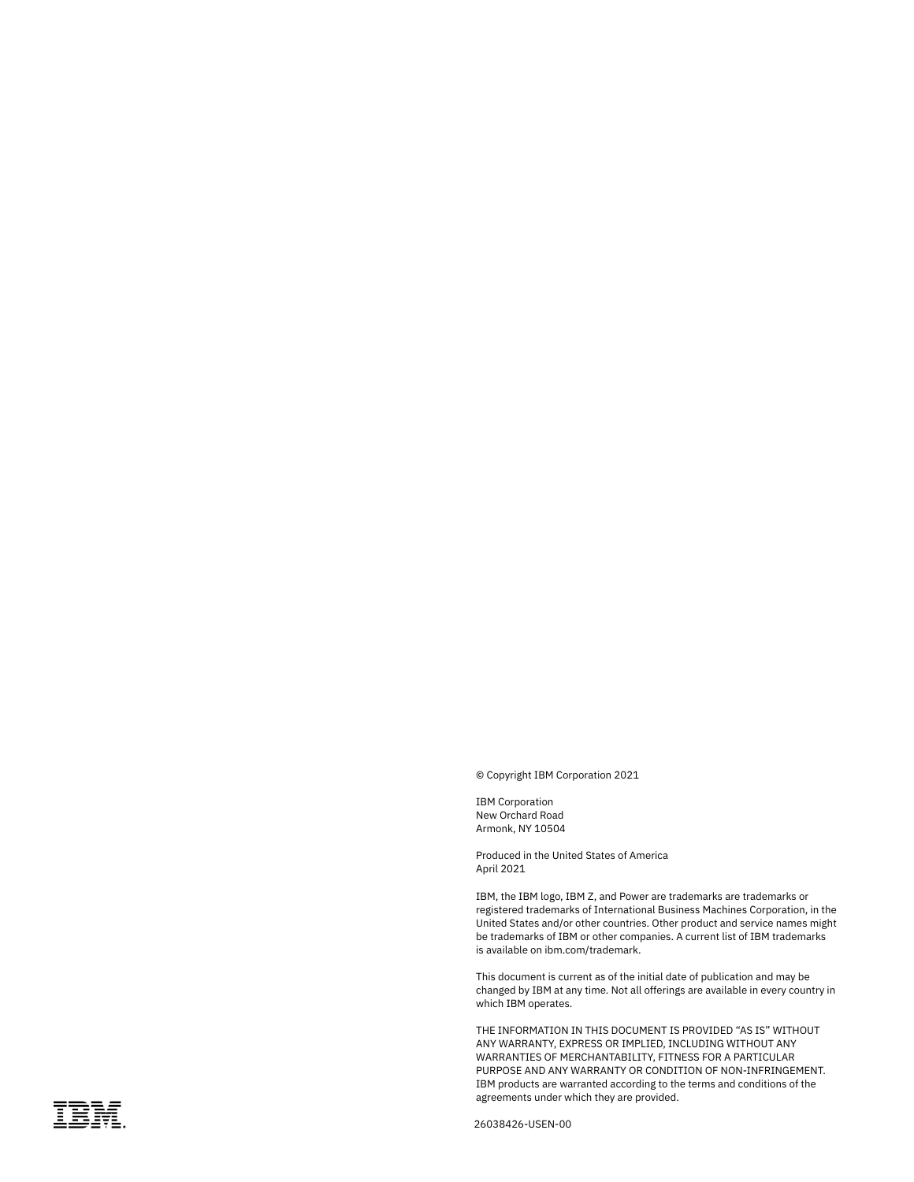© Copyright IBM Corporation 2021

IBM Corporation
New Orchard Road
Armonk, NY 10504

Produced in the United States of America
April 2021

IBM, the IBM logo, IBM Z, and Power are trademarks are trademarks or registered trademarks of International Business Machines Corporation, in the United States and/or other countries. Other product and service names might be trademarks of IBM or other companies. A current list of IBM trademarks is available on ibm.com/trademark.

This document is current as of the initial date of publication and may be changed by IBM at any time. Not all offerings are available in every country in which IBM operates.

THE INFORMATION IN THIS DOCUMENT IS PROVIDED "AS IS" WITHOUT ANY WARRANTY, EXPRESS OR IMPLIED, INCLUDING WITHOUT ANY WARRANTIES OF MERCHANTABILITY, FITNESS FOR A PARTICULAR PURPOSE AND ANY WARRANTY OR CONDITION OF NON-INFRINGEMENT. IBM products are warranted according to the terms and conditions of the agreements under which they are provided.

26038426-USEN-00